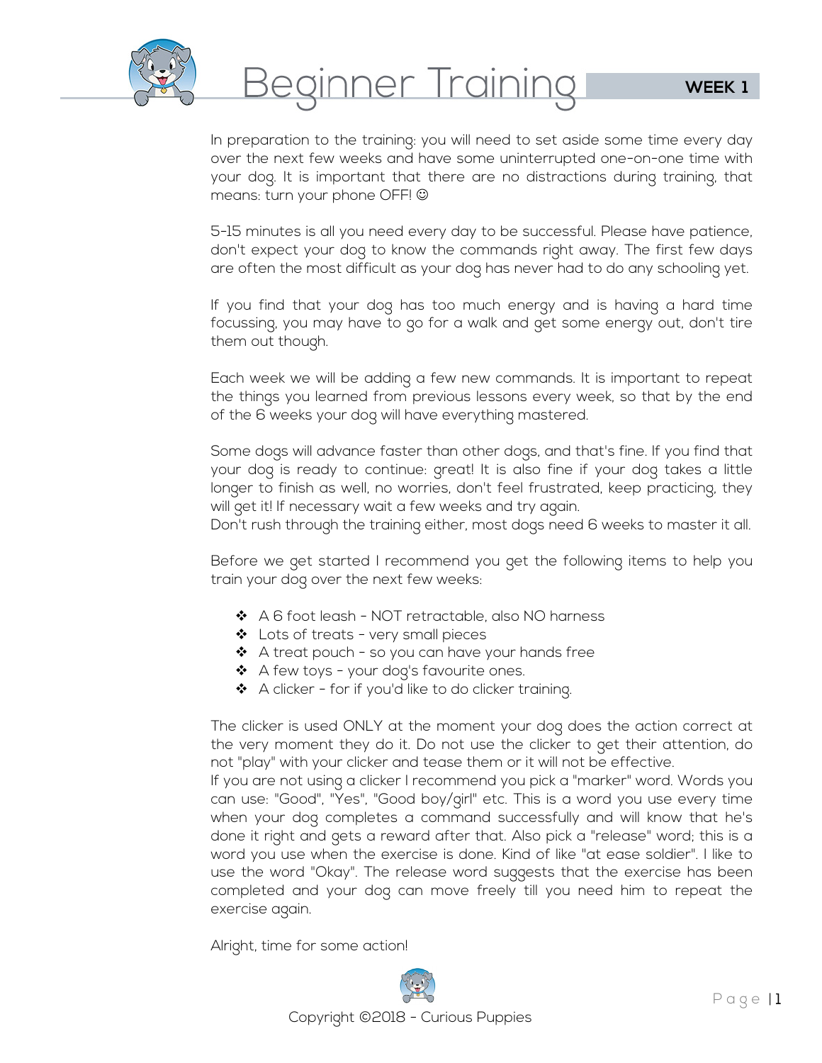# Beginner Training

**WEEK 1**

In preparation to the training: you will need to set aside some time every day over the next few weeks and have some uninterrupted one-on-one time with your dog. It is important that there are no distractions during training, that means: turn your phone OFF! ☺

5-15 minutes is all you need every day to be successful. Please have patience, don't expect your dog to know the commands right away. The first few days are often the most difficult as your dog has never had to do any schooling yet.

If you find that your dog has too much energy and is having a hard time focussing, you may have to go for a walk and get some energy out, don't tire them out though.

Each week we will be adding a few new commands. It is important to repeat the things you learned from previous lessons every week, so that by the end of the 6 weeks your dog will have everything mastered.

Some dogs will advance faster than other dogs, and that's fine. If you find that your dog is ready to continue: great! It is also fine if your dog takes a little longer to finish as well, no worries, don't feel frustrated, keep practicing, they will get it! If necessary wait a few weeks and try again.
Don't rush through the training either, most dogs need 6 weeks to master it all.

Before we get started I recommend you get the following items to help you train your dog over the next few weeks:

- A 6 foot leash - NOT retractable, also NO harness
- Lots of treats - very small pieces
- A treat pouch - so you can have your hands free
- A few toys - your dog's favourite ones.
- A clicker - for if you'd like to do clicker training.

The clicker is used ONLY at the moment your dog does the action correct at the very moment they do it. Do not use the clicker to get their attention, do not "play" with your clicker and tease them or it will not be effective.
If you are not using a clicker I recommend you pick a "marker" word. Words you can use: "Good", "Yes", "Good boy/girl" etc. This is a word you use every time when your dog completes a command successfully and will know that he's done it right and gets a reward after that. Also pick a "release" word; this is a word you use when the exercise is done. Kind of like "at ease soldier". I like to use the word "Okay". The release word suggests that the exercise has been completed and your dog can move freely till you need him to repeat the exercise again.

Alright, time for some action!

Copyright ©2018 - Curious Puppies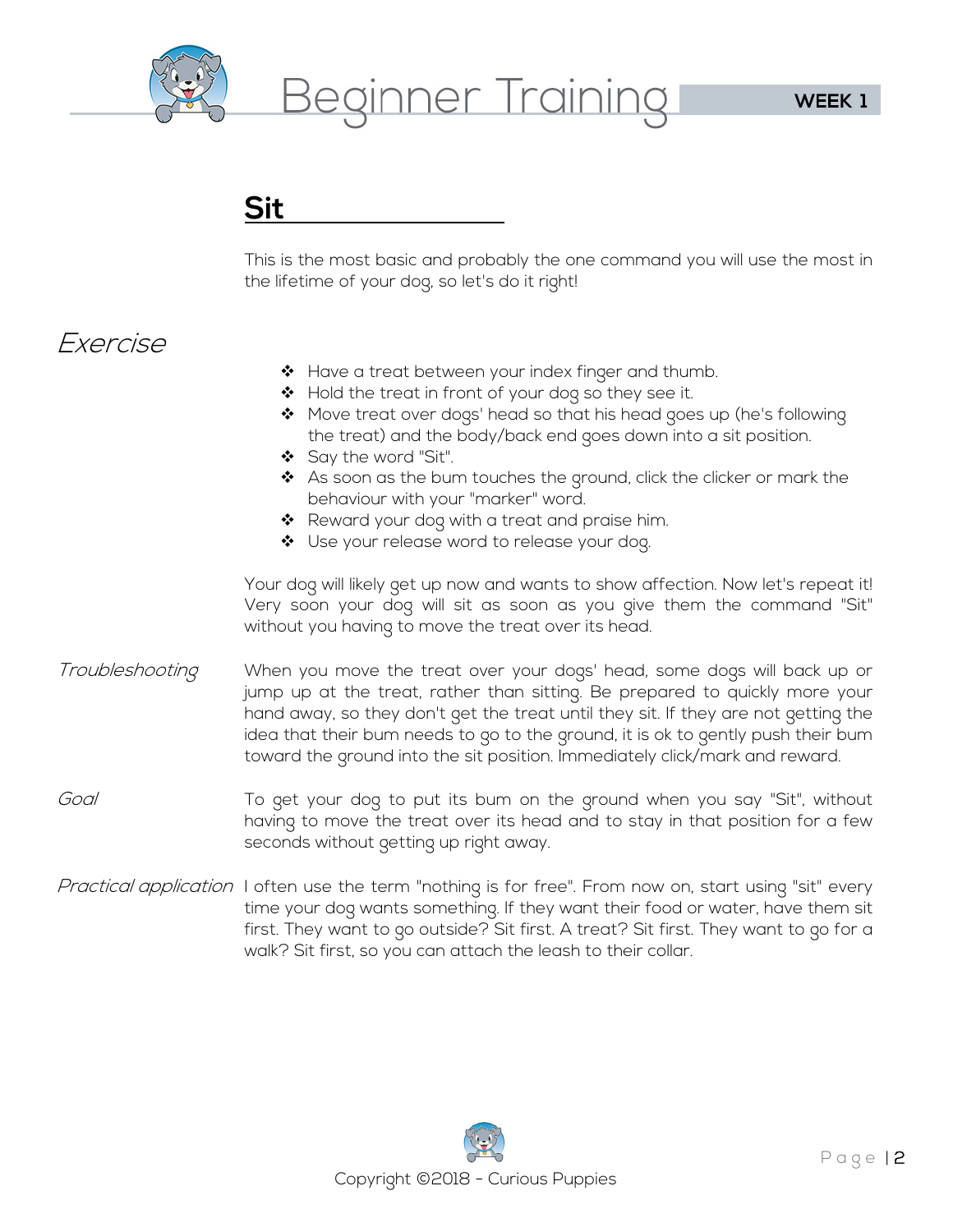## Sit

This is the most basic and probably the one command you will use the most in the lifetime of your dog, so let's do it right!

*Exercise*

- Have a treat between your index finger and thumb.
- Hold the treat in front of your dog so they see it.
- Move treat over dogs' head so that his head goes up (he's following the treat) and the body/back end goes down into a sit position.
- Say the word "Sit".
- As soon as the bum touches the ground, click the clicker or mark the behaviour with your "marker" word.
- Reward your dog with a treat and praise him.
- Use your release word to release your dog.

Your dog will likely get up now and wants to show affection. Now let's repeat it! Very soon your dog will sit as soon as you give them the command "Sit" without you having to move the treat over its head.

*Troubleshooting* When you move the treat over your dogs' head, some dogs will back up or jump up at the treat, rather than sitting. Be prepared to quickly more your hand away, so they don't get the treat until they sit. If they are not getting the idea that their bum needs to go to the ground, it is ok to gently push their bum toward the ground into the sit position. Immediately click/mark and reward.

*Goal* To get your dog to put its bum on the ground when you say "Sit", without having to move the treat over its head and to stay in that position for a few seconds without getting up right away.

*Practical application* I often use the term "nothing is for free". From now on, start using "sit" every time your dog wants something. If they want their food or water, have them sit first. They want to go outside? Sit first. A treat? Sit first. They want to go for a walk? Sit first, so you can attach the leash to their collar.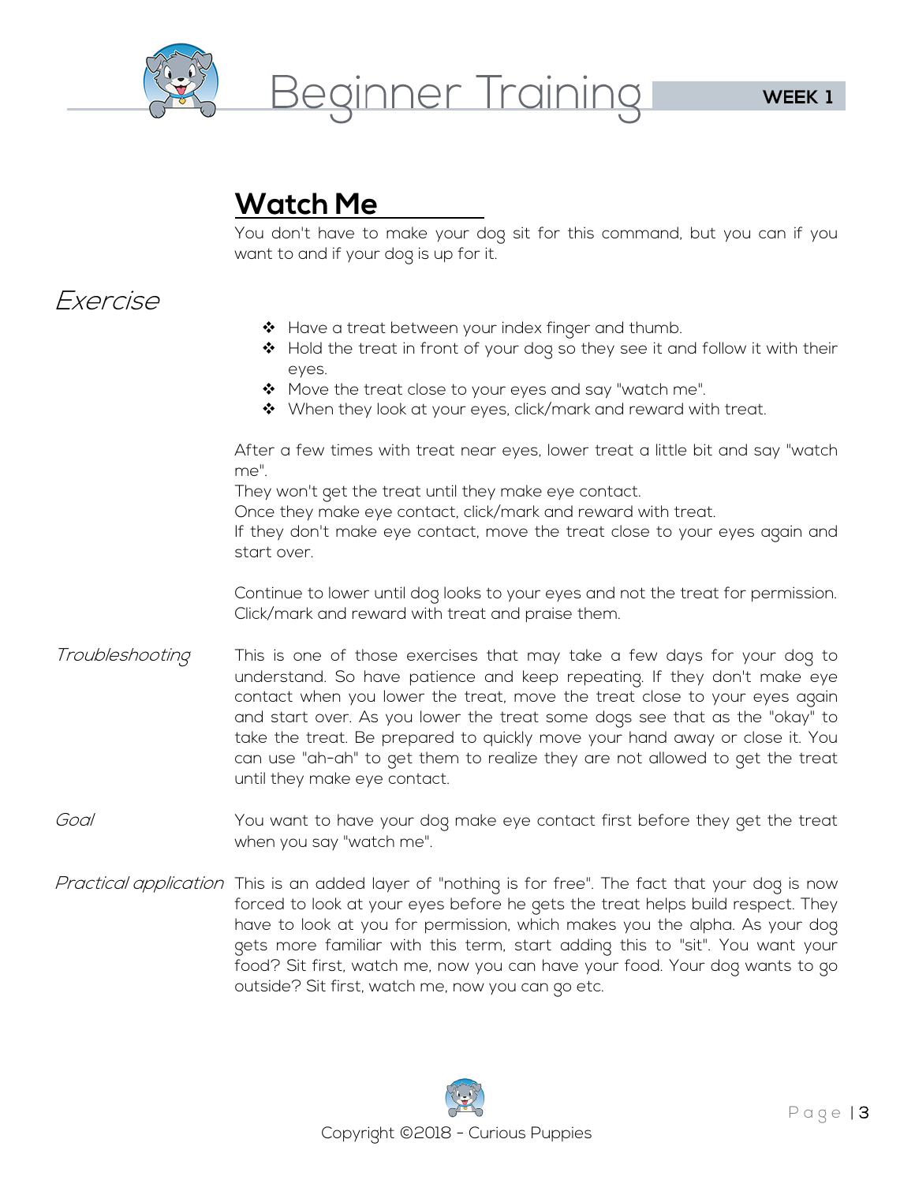# Beginner Training

**WEEK 1**

## Watch Me

You don't have to make your dog sit for this command, but you can if you want to and if your dog is up for it.

### *Exercise*

- Have a treat between your index finger and thumb.
- Hold the treat in front of your dog so they see it and follow it with their eyes.
- Move the treat close to your eyes and say "watch me".
- When they look at your eyes, click/mark and reward with treat.

After a few times with treat near eyes, lower treat a little bit and say "watch me".
They won't get the treat until they make eye contact.
Once they make eye contact, click/mark and reward with treat.
If they don't make eye contact, move the treat close to your eyes again and start over.

Continue to lower until dog looks to your eyes and not the treat for permission. Click/mark and reward with treat and praise them.

*Troubleshooting* This is one of those exercises that may take a few days for your dog to understand. So have patience and keep repeating. If they don't make eye contact when you lower the treat, move the treat close to your eyes again and start over. As you lower the treat some dogs see that as the "okay" to take the treat. Be prepared to quickly move your hand away or close it. You can use "ah-ah" to get them to realize they are not allowed to get the treat until they make eye contact.

*Goal* You want to have your dog make eye contact first before they get the treat when you say "watch me".

*Practical application* This is an added layer of "nothing is for free". The fact that your dog is now forced to look at your eyes before he gets the treat helps build respect. They have to look at you for permission, which makes you the alpha. As your dog gets more familiar with this term, start adding this to "sit". You want your food? Sit first, watch me, now you can have your food. Your dog wants to go outside? Sit first, watch me, now you can go etc.

Copyright ©2018 - Curious Puppies